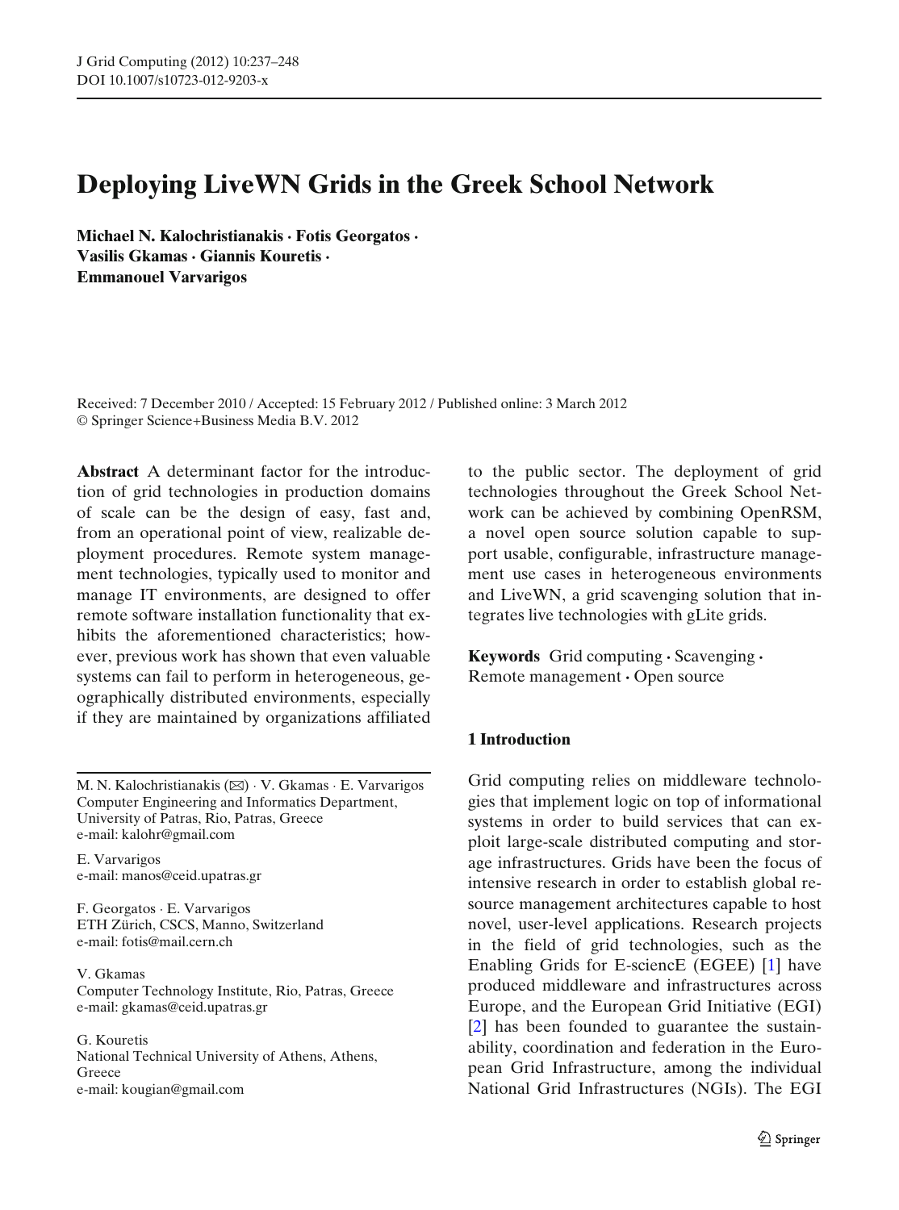# Deploying LiveWN Grids in the Greek School Network

**Michael N. Kalochristianakis · Fotis Georgatos · Vasilis Gkamas · Giannis Kouretis · Emmanouel Varvarigos**

Received: 7 December 2010 / Accepted: 15 February 2012 / Published online: 3 March 2012
© Springer Science+Business Media B.V. 2012

**Abstract** A determinant factor for the introduction of grid technologies in production domains of scale can be the design of easy, fast and, from an operational point of view, realizable deployment procedures. Remote system management technologies, typically used to monitor and manage IT environments, are designed to offer remote software installation functionality that exhibits the aforementioned characteristics; however, previous work has shown that even valuable systems can fail to perform in heterogeneous, geographically distributed environments, especially if they are maintained by organizations affiliated to the public sector. The deployment of grid technologies throughout the Greek School Network can be achieved by combining OpenRSM, a novel open source solution capable to support usable, configurable, infrastructure management use cases in heterogeneous environments and LiveWN, a grid scavenging solution that integrates live technologies with gLite grids.

**Keywords** Grid computing · Scavenging · Remote management · Open source

M. N. Kalochristianakis (✉) · V. Gkamas · E. Varvarigos
Computer Engineering and Informatics Department, University of Patras, Rio, Patras, Greece
e-mail: kalohr@gmail.com

E. Varvarigos
e-mail: manos@ceid.upatras.gr

F. Georgatos · E. Varvarigos
ETH Zürich, CSCS, Manno, Switzerland
e-mail: fotis@mail.cern.ch

V. Gkamas
Computer Technology Institute, Rio, Patras, Greece
e-mail: gkamas@ceid.upatras.gr

G. Kouretis
National Technical University of Athens, Athens, Greece
e-mail: kougian@gmail.com

## 1 Introduction

Grid computing relies on middleware technologies that implement logic on top of informational systems in order to build services that can exploit large-scale distributed computing and storage infrastructures. Grids have been the focus of intensive research in order to establish global resource management architectures capable to host novel, user-level applications. Research projects in the field of grid technologies, such as the Enabling Grids for E-sciencE (EGEE) [1] have produced middleware and infrastructures across Europe, and the European Grid Initiative (EGI) [2] has been founded to guarantee the sustainability, coordination and federation in the European Grid Infrastructure, among the individual National Grid Infrastructures (NGIs). The EGI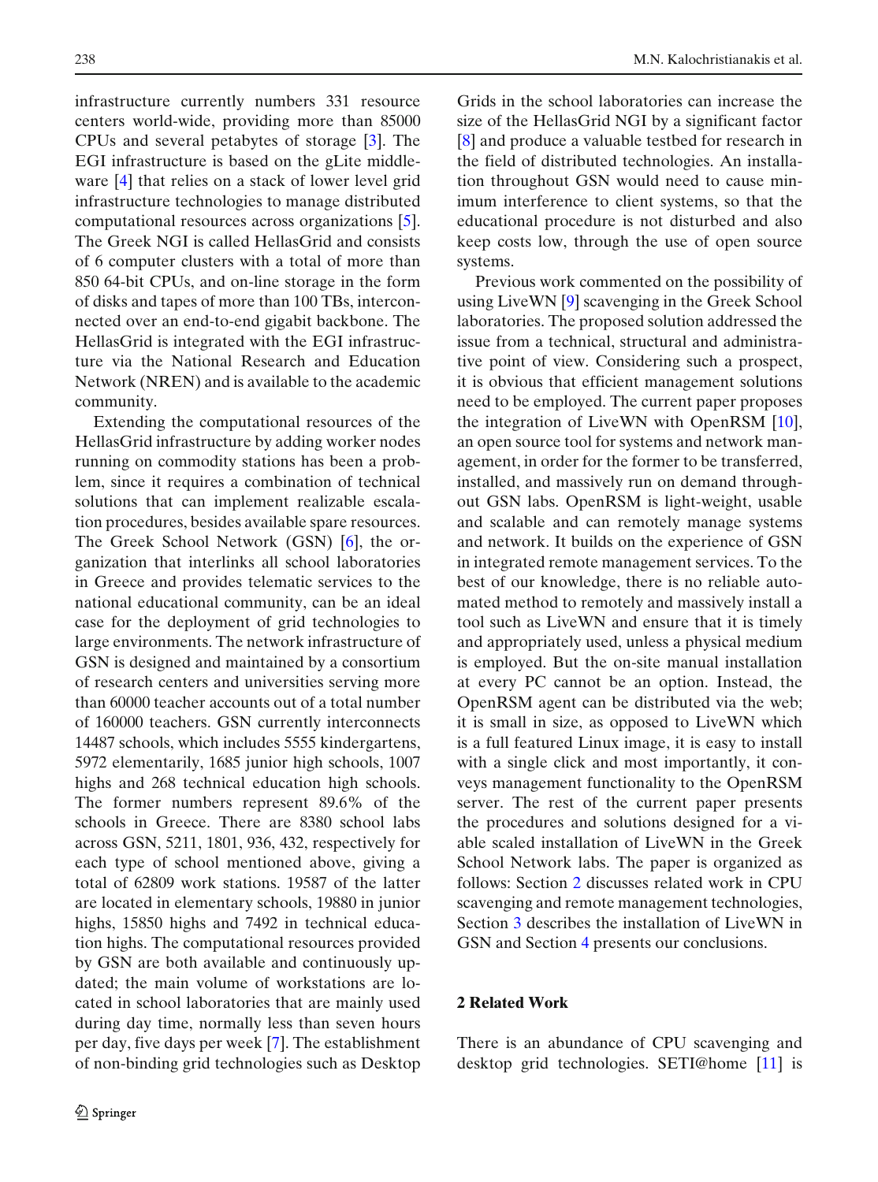infrastructure currently numbers 331 resource centers world-wide, providing more than 85000 CPUs and several petabytes of storage [3]. The EGI infrastructure is based on the gLite middleware [4] that relies on a stack of lower level grid infrastructure technologies to manage distributed computational resources across organizations [5]. The Greek NGI is called HellasGrid and consists of 6 computer clusters with a total of more than 850 64-bit CPUs, and on-line storage in the form of disks and tapes of more than 100 TBs, interconnected over an end-to-end gigabit backbone. The HellasGrid is integrated with the EGI infrastructure via the National Research and Education Network (NREN) and is available to the academic community.

Extending the computational resources of the HellasGrid infrastructure by adding worker nodes running on commodity stations has been a problem, since it requires a combination of technical solutions that can implement realizable escalation procedures, besides available spare resources. The Greek School Network (GSN) [6], the organization that interlinks all school laboratories in Greece and provides telematic services to the national educational community, can be an ideal case for the deployment of grid technologies to large environments. The network infrastructure of GSN is designed and maintained by a consortium of research centers and universities serving more than 60000 teacher accounts out of a total number of 160000 teachers. GSN currently interconnects 14487 schools, which includes 5555 kindergartens, 5972 elementarily, 1685 junior high schools, 1007 highs and 268 technical education high schools. The former numbers represent 89.6% of the schools in Greece. There are 8380 school labs across GSN, 5211, 1801, 936, 432, respectively for each type of school mentioned above, giving a total of 62809 work stations. 19587 of the latter are located in elementary schools, 19880 in junior highs, 15850 highs and 7492 in technical education highs. The computational resources provided by GSN are both available and continuously updated; the main volume of workstations are located in school laboratories that are mainly used during day time, normally less than seven hours per day, five days per week [7]. The establishment of non-binding grid technologies such as Desktop Grids in the school laboratories can increase the size of the HellasGrid NGI by a significant factor [8] and produce a valuable testbed for research in the field of distributed technologies. An installation throughout GSN would need to cause minimum interference to client systems, so that the educational procedure is not disturbed and also keep costs low, through the use of open source systems.

Previous work commented on the possibility of using LiveWN [9] scavenging in the Greek School laboratories. The proposed solution addressed the issue from a technical, structural and administrative point of view. Considering such a prospect, it is obvious that efficient management solutions need to be employed. The current paper proposes the integration of LiveWN with OpenRSM [10], an open source tool for systems and network management, in order for the former to be transferred, installed, and massively run on demand throughout GSN labs. OpenRSM is light-weight, usable and scalable and can remotely manage systems and network. It builds on the experience of GSN in integrated remote management services. To the best of our knowledge, there is no reliable automated method to remotely and massively install a tool such as LiveWN and ensure that it is timely and appropriately used, unless a physical medium is employed. But the on-site manual installation at every PC cannot be an option. Instead, the OpenRSM agent can be distributed via the web; it is small in size, as opposed to LiveWN which is a full featured Linux image, it is easy to install with a single click and most importantly, it conveys management functionality to the OpenRSM server. The rest of the current paper presents the procedures and solutions designed for a viable scaled installation of LiveWN in the Greek School Network labs. The paper is organized as follows: Section 2 discusses related work in CPU scavenging and remote management technologies, Section 3 describes the installation of LiveWN in GSN and Section 4 presents our conclusions.

## 2 Related Work

There is an abundance of CPU scavenging and desktop grid technologies. SETI@home [11] is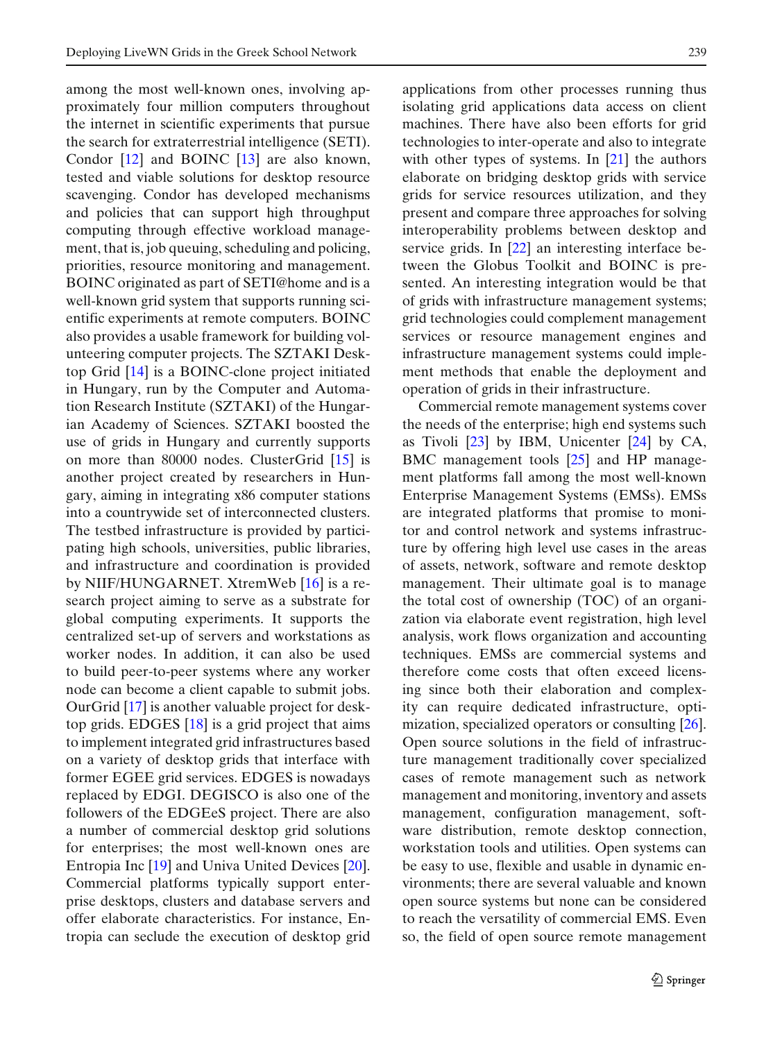among the most well-known ones, involving approximately four million computers throughout the internet in scientific experiments that pursue the search for extraterrestrial intelligence (SETI). Condor [12] and BOINC [13] are also known, tested and viable solutions for desktop resource scavenging. Condor has developed mechanisms and policies that can support high throughput computing through effective workload management, that is, job queuing, scheduling and policing, priorities, resource monitoring and management. BOINC originated as part of SETI@home and is a well-known grid system that supports running scientific experiments at remote computers. BOINC also provides a usable framework for building volunteering computer projects. The SZTAKI Desktop Grid [14] is a BOINC-clone project initiated in Hungary, run by the Computer and Automation Research Institute (SZTAKI) of the Hungarian Academy of Sciences. SZTAKI boosted the use of grids in Hungary and currently supports on more than 80000 nodes. ClusterGrid [15] is another project created by researchers in Hungary, aiming in integrating x86 computer stations into a countrywide set of interconnected clusters. The testbed infrastructure is provided by participating high schools, universities, public libraries, and infrastructure and coordination is provided by NIIF/HUNGARNET. XtremWeb [16] is a research project aiming to serve as a substrate for global computing experiments. It supports the centralized set-up of servers and workstations as worker nodes. In addition, it can also be used to build peer-to-peer systems where any worker node can become a client capable to submit jobs. OurGrid [17] is another valuable project for desktop grids. EDGES [18] is a grid project that aims to implement integrated grid infrastructures based on a variety of desktop grids that interface with former EGEE grid services. EDGES is nowadays replaced by EDGI. DEGISCO is also one of the followers of the EDGEeS project. There are also a number of commercial desktop grid solutions for enterprises; the most well-known ones are Entropia Inc [19] and Univa United Devices [20]. Commercial platforms typically support enterprise desktops, clusters and database servers and offer elaborate characteristics. For instance, Entropia can seclude the execution of desktop grid applications from other processes running thus isolating grid applications data access on client machines. There have also been efforts for grid technologies to inter-operate and also to integrate with other types of systems. In [21] the authors elaborate on bridging desktop grids with service grids for service resources utilization, and they present and compare three approaches for solving interoperability problems between desktop and service grids. In [22] an interesting interface between the Globus Toolkit and BOINC is presented. An interesting integration would be that of grids with infrastructure management systems; grid technologies could complement management services or resource management engines and infrastructure management systems could implement methods that enable the deployment and operation of grids in their infrastructure.

Commercial remote management systems cover the needs of the enterprise; high end systems such as Tivoli [23] by IBM, Unicenter [24] by CA, BMC management tools [25] and HP management platforms fall among the most well-known Enterprise Management Systems (EMSs). EMSs are integrated platforms that promise to monitor and control network and systems infrastructure by offering high level use cases in the areas of assets, network, software and remote desktop management. Their ultimate goal is to manage the total cost of ownership (TOC) of an organization via elaborate event registration, high level analysis, work flows organization and accounting techniques. EMSs are commercial systems and therefore come costs that often exceed licensing since both their elaboration and complexity can require dedicated infrastructure, optimization, specialized operators or consulting [26]. Open source solutions in the field of infrastructure management traditionally cover specialized cases of remote management such as network management and monitoring, inventory and assets management, configuration management, software distribution, remote desktop connection, workstation tools and utilities. Open systems can be easy to use, flexible and usable in dynamic environments; there are several valuable and known open source systems but none can be considered to reach the versatility of commercial EMS. Even so, the field of open source remote management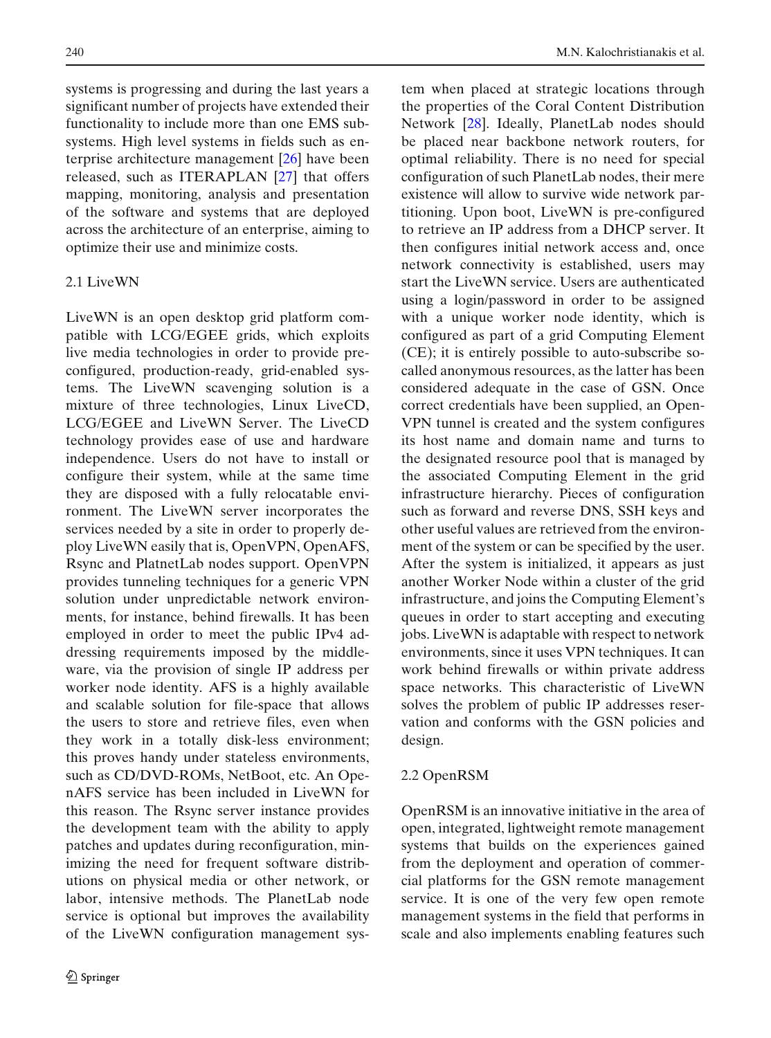systems is progressing and during the last years a significant number of projects have extended their functionality to include more than one EMS subsystems. High level systems in fields such as enterprise architecture management [26] have been released, such as ITERAPLAN [27] that offers mapping, monitoring, analysis and presentation of the software and systems that are deployed across the architecture of an enterprise, aiming to optimize their use and minimize costs.

### 2.1 LiveWN

LiveWN is an open desktop grid platform compatible with LCG/EGEE grids, which exploits live media technologies in order to provide preconfigured, production-ready, grid-enabled systems. The LiveWN scavenging solution is a mixture of three technologies, Linux LiveCD, LCG/EGEE and LiveWN Server. The LiveCD technology provides ease of use and hardware independence. Users do not have to install or configure their system, while at the same time they are disposed with a fully relocatable environment. The LiveWN server incorporates the services needed by a site in order to properly deploy LiveWN easily that is, OpenVPN, OpenAFS, Rsync and PlatnetLab nodes support. OpenVPN provides tunneling techniques for a generic VPN solution under unpredictable network environments, for instance, behind firewalls. It has been employed in order to meet the public IPv4 addressing requirements imposed by the middleware, via the provision of single IP address per worker node identity. AFS is a highly available and scalable solution for file-space that allows the users to store and retrieve files, even when they work in a totally disk-less environment; this proves handy under stateless environments, such as CD/DVD-ROMs, NetBoot, etc. An OpenAFS service has been included in LiveWN for this reason. The Rsync server instance provides the development team with the ability to apply patches and updates during reconfiguration, minimizing the need for frequent software distributions on physical media or other network, or labor, intensive methods. The PlanetLab node service is optional but improves the availability of the LiveWN configuration management system when placed at strategic locations through the properties of the Coral Content Distribution Network [28]. Ideally, PlanetLab nodes should be placed near backbone network routers, for optimal reliability. There is no need for special configuration of such PlanetLab nodes, their mere existence will allow to survive wide network partitioning. Upon boot, LiveWN is pre-configured to retrieve an IP address from a DHCP server. It then configures initial network access and, once network connectivity is established, users may start the LiveWN service. Users are authenticated using a login/password in order to be assigned with a unique worker node identity, which is configured as part of a grid Computing Element (CE); it is entirely possible to auto-subscribe so-called anonymous resources, as the latter has been considered adequate in the case of GSN. Once correct credentials have been supplied, an OpenVPN tunnel is created and the system configures its host name and domain name and turns to the designated resource pool that is managed by the associated Computing Element in the grid infrastructure hierarchy. Pieces of configuration such as forward and reverse DNS, SSH keys and other useful values are retrieved from the environment of the system or can be specified by the user. After the system is initialized, it appears as just another Worker Node within a cluster of the grid infrastructure, and joins the Computing Element's queues in order to start accepting and executing jobs. LiveWN is adaptable with respect to network environments, since it uses VPN techniques. It can work behind firewalls or within private address space networks. This characteristic of LiveWN solves the problem of public IP addresses reservation and conforms with the GSN policies and design.

### 2.2 OpenRSM

OpenRSM is an innovative initiative in the area of open, integrated, lightweight remote management systems that builds on the experiences gained from the deployment and operation of commercial platforms for the GSN remote management service. It is one of the very few open remote management systems in the field that performs in scale and also implements enabling features such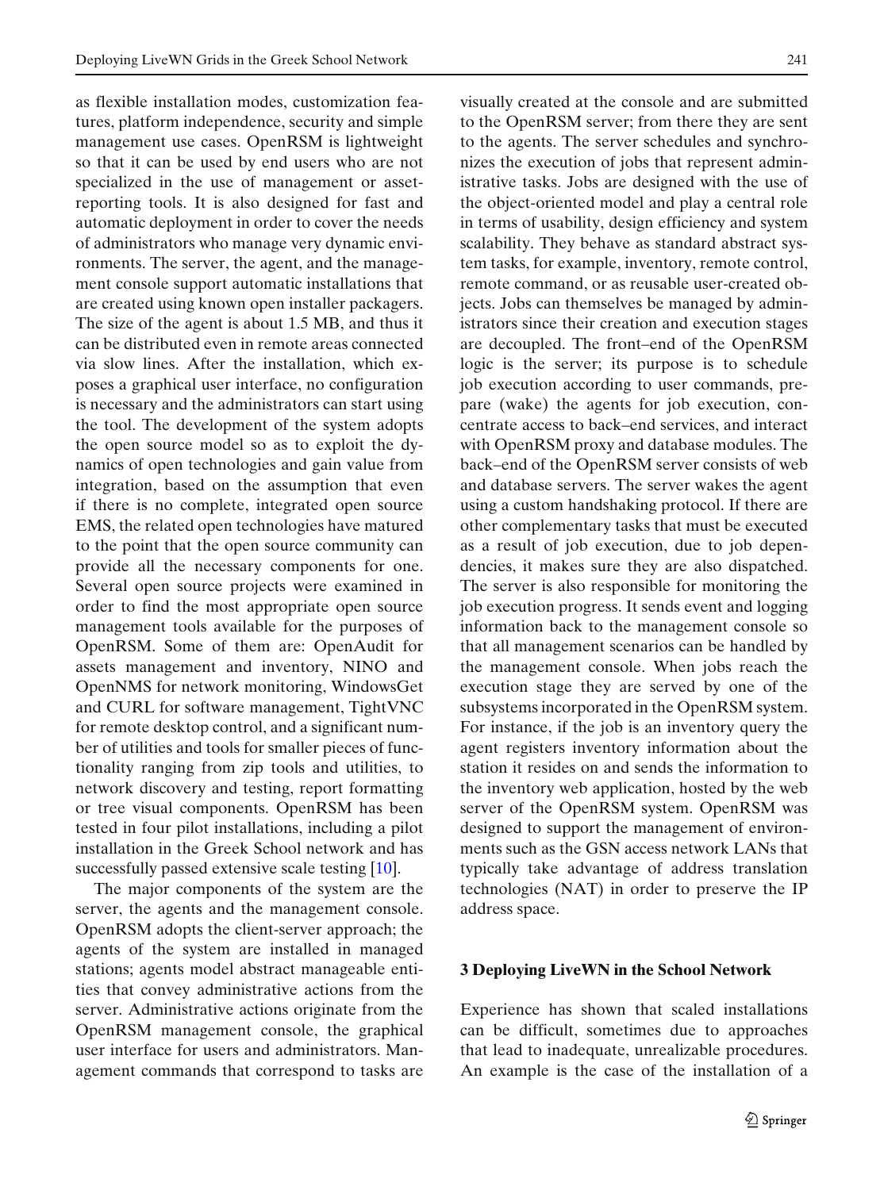as flexible installation modes, customization features, platform independence, security and simple management use cases. OpenRSM is lightweight so that it can be used by end users who are not specialized in the use of management or asset-reporting tools. It is also designed for fast and automatic deployment in order to cover the needs of administrators who manage very dynamic environments. The server, the agent, and the management console support automatic installations that are created using known open installer packagers. The size of the agent is about 1.5 MB, and thus it can be distributed even in remote areas connected via slow lines. After the installation, which exposes a graphical user interface, no configuration is necessary and the administrators can start using the tool. The development of the system adopts the open source model so as to exploit the dynamics of open technologies and gain value from integration, based on the assumption that even if there is no complete, integrated open source EMS, the related open technologies have matured to the point that the open source community can provide all the necessary components for one. Several open source projects were examined in order to find the most appropriate open source management tools available for the purposes of OpenRSM. Some of them are: OpenAudit for assets management and inventory, NINO and OpenNMS for network monitoring, WindowsGet and CURL for software management, TightVNC for remote desktop control, and a significant number of utilities and tools for smaller pieces of functionality ranging from zip tools and utilities, to network discovery and testing, report formatting or tree visual components. OpenRSM has been tested in four pilot installations, including a pilot installation in the Greek School network and has successfully passed extensive scale testing [10].

The major components of the system are the server, the agents and the management console. OpenRSM adopts the client-server approach; the agents of the system are installed in managed stations; agents model abstract manageable entities that convey administrative actions from the server. Administrative actions originate from the OpenRSM management console, the graphical user interface for users and administrators. Management commands that correspond to tasks are visually created at the console and are submitted to the OpenRSM server; from there they are sent to the agents. The server schedules and synchronizes the execution of jobs that represent administrative tasks. Jobs are designed with the use of the object-oriented model and play a central role in terms of usability, design efficiency and system scalability. They behave as standard abstract system tasks, for example, inventory, remote control, remote command, or as reusable user-created objects. Jobs can themselves be managed by administrators since their creation and execution stages are decoupled. The front–end of the OpenRSM logic is the server; its purpose is to schedule job execution according to user commands, prepare (wake) the agents for job execution, concentrate access to back–end services, and interact with OpenRSM proxy and database modules. The back–end of the OpenRSM server consists of web and database servers. The server wakes the agent using a custom handshaking protocol. If there are other complementary tasks that must be executed as a result of job execution, due to job dependencies, it makes sure they are also dispatched. The server is also responsible for monitoring the job execution progress. It sends event and logging information back to the management console so that all management scenarios can be handled by the management console. When jobs reach the execution stage they are served by one of the subsystems incorporated in the OpenRSM system. For instance, if the job is an inventory query the agent registers inventory information about the station it resides on and sends the information to the inventory web application, hosted by the web server of the OpenRSM system. OpenRSM was designed to support the management of environments such as the GSN access network LANs that typically take advantage of address translation technologies (NAT) in order to preserve the IP address space.

## 3 Deploying LiveWN in the School Network

Experience has shown that scaled installations can be difficult, sometimes due to approaches that lead to inadequate, unrealizable procedures. An example is the case of the installation of a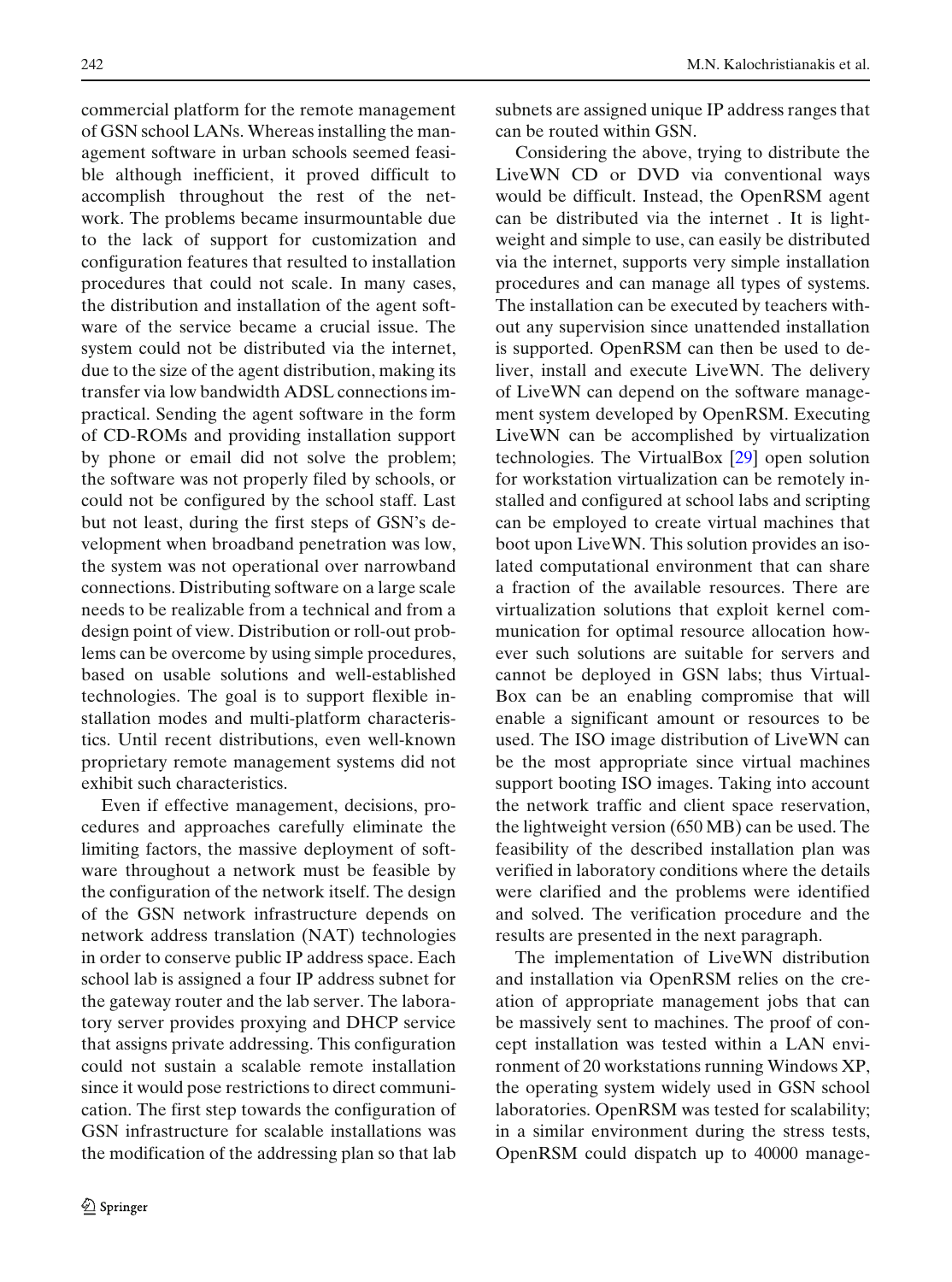commercial platform for the remote management of GSN school LANs. Whereas installing the management software in urban schools seemed feasible although inefficient, it proved difficult to accomplish throughout the rest of the network. The problems became insurmountable due to the lack of support for customization and configuration features that resulted to installation procedures that could not scale. In many cases, the distribution and installation of the agent software of the service became a crucial issue. The system could not be distributed via the internet, due to the size of the agent distribution, making its transfer via low bandwidth ADSL connections impractical. Sending the agent software in the form of CD-ROMs and providing installation support by phone or email did not solve the problem; the software was not properly filed by schools, or could not be configured by the school staff. Last but not least, during the first steps of GSN's development when broadband penetration was low, the system was not operational over narrowband connections. Distributing software on a large scale needs to be realizable from a technical and from a design point of view. Distribution or roll-out problems can be overcome by using simple procedures, based on usable solutions and well-established technologies. The goal is to support flexible installation modes and multi-platform characteristics. Until recent distributions, even well-known proprietary remote management systems did not exhibit such characteristics.

Even if effective management, decisions, procedures and approaches carefully eliminate the limiting factors, the massive deployment of software throughout a network must be feasible by the configuration of the network itself. The design of the GSN network infrastructure depends on network address translation (NAT) technologies in order to conserve public IP address space. Each school lab is assigned a four IP address subnet for the gateway router and the lab server. The laboratory server provides proxying and DHCP service that assigns private addressing. This configuration could not sustain a scalable remote installation since it would pose restrictions to direct communication. The first step towards the configuration of GSN infrastructure for scalable installations was the modification of the addressing plan so that lab subnets are assigned unique IP address ranges that can be routed within GSN.

Considering the above, trying to distribute the LiveWN CD or DVD via conventional ways would be difficult. Instead, the OpenRSM agent can be distributed via the internet . It is lightweight and simple to use, can easily be distributed via the internet, supports very simple installation procedures and can manage all types of systems. The installation can be executed by teachers without any supervision since unattended installation is supported. OpenRSM can then be used to deliver, install and execute LiveWN. The delivery of LiveWN can depend on the software management system developed by OpenRSM. Executing LiveWN can be accomplished by virtualization technologies. The VirtualBox [29] open solution for workstation virtualization can be remotely installed and configured at school labs and scripting can be employed to create virtual machines that boot upon LiveWN. This solution provides an isolated computational environment that can share a fraction of the available resources. There are virtualization solutions that exploit kernel communication for optimal resource allocation however such solutions are suitable for servers and cannot be deployed in GSN labs; thus VirtualBox can be an enabling compromise that will enable a significant amount or resources to be used. The ISO image distribution of LiveWN can be the most appropriate since virtual machines support booting ISO images. Taking into account the network traffic and client space reservation, the lightweight version (650 MB) can be used. The feasibility of the described installation plan was verified in laboratory conditions where the details were clarified and the problems were identified and solved. The verification procedure and the results are presented in the next paragraph.

The implementation of LiveWN distribution and installation via OpenRSM relies on the creation of appropriate management jobs that can be massively sent to machines. The proof of concept installation was tested within a LAN environment of 20 workstations running Windows XP, the operating system widely used in GSN school laboratories. OpenRSM was tested for scalability; in a similar environment during the stress tests, OpenRSM could dispatch up to 40000 manage-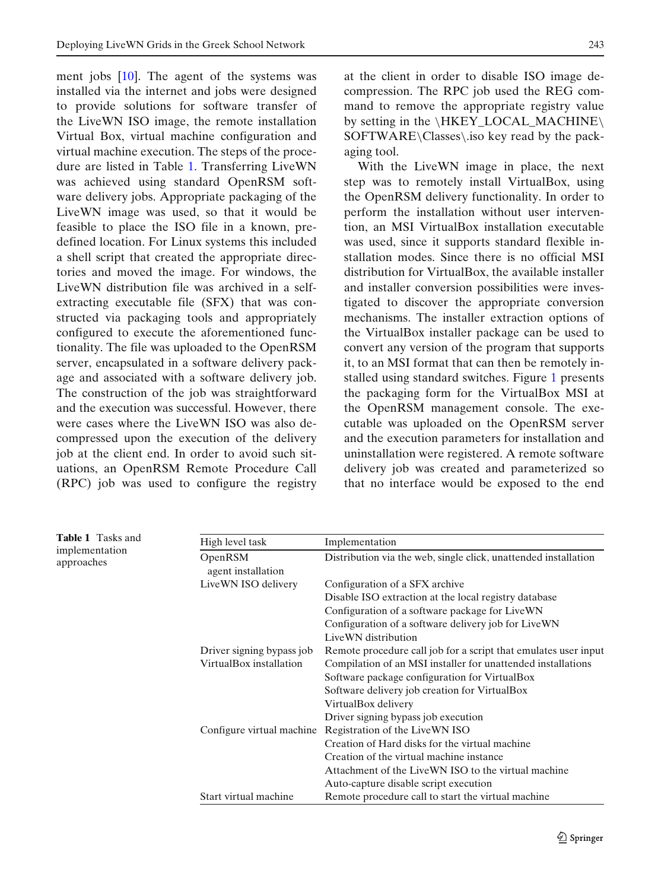ment jobs [10]. The agent of the systems was installed via the internet and jobs were designed to provide solutions for software transfer of the LiveWN ISO image, the remote installation Virtual Box, virtual machine configuration and virtual machine execution. The steps of the procedure are listed in Table 1. Transferring LiveWN was achieved using standard OpenRSM software delivery jobs. Appropriate packaging of the LiveWN image was used, so that it would be feasible to place the ISO file in a known, predefined location. For Linux systems this included a shell script that created the appropriate directories and moved the image. For windows, the LiveWN distribution file was archived in a self-extracting executable file (SFX) that was constructed via packaging tools and appropriately configured to execute the aforementioned functionality. The file was uploaded to the OpenRSM server, encapsulated in a software delivery package and associated with a software delivery job. The construction of the job was straightforward and the execution was successful. However, there were cases where the LiveWN ISO was also decompressed upon the execution of the delivery job at the client end. In order to avoid such situations, an OpenRSM Remote Procedure Call (RPC) job was used to configure the registry at the client in order to disable ISO image decompression. The RPC job used the REG command to remove the appropriate registry value by setting in the \HKEY_LOCAL_MACHINE\SOFTWARE\Classes\.iso key read by the packaging tool.

With the LiveWN image in place, the next step was to remotely install VirtualBox, using the OpenRSM delivery functionality. In order to perform the installation without user intervention, an MSI VirtualBox installation executable was used, since it supports standard flexible installation modes. Since there is no official MSI distribution for VirtualBox, the available installer and installer conversion possibilities were investigated to discover the appropriate conversion mechanisms. The installer extraction options of the VirtualBox installer package can be used to convert any version of the program that supports it, to an MSI format that can then be remotely installed using standard switches. Figure 1 presents the packaging form for the VirtualBox MSI at the OpenRSM management console. The executable was uploaded on the OpenRSM server and the execution parameters for installation and uninstallation were registered. A remote software delivery job was created and parameterized so that no interface would be exposed to the end

**Table 1** Tasks and implementation approaches

| High level task | Implementation |
|---|---|
| OpenRSM agent installation | Distribution via the web, single click, unattended installation |
| LiveWN ISO delivery | Configuration of a SFX archive |
| | Disable ISO extraction at the local registry database |
| | Configuration of a software package for LiveWN |
| | Configuration of a software delivery job for LiveWN |
| | LiveWN distribution |
| Driver signing bypass job | Remote procedure call job for a script that emulates user input |
| VirtualBox installation | Compilation of an MSI installer for unattended installations |
| | Software package configuration for VirtualBox |
| | Software delivery job creation for VirtualBox |
| | VirtualBox delivery |
| | Driver signing bypass job execution |
| Configure virtual machine | Registration of the LiveWN ISO |
| | Creation of Hard disks for the virtual machine |
| | Creation of the virtual machine instance |
| | Attachment of the LiveWN ISO to the virtual machine |
| | Auto-capture disable script execution |
| Start virtual machine | Remote procedure call to start the virtual machine |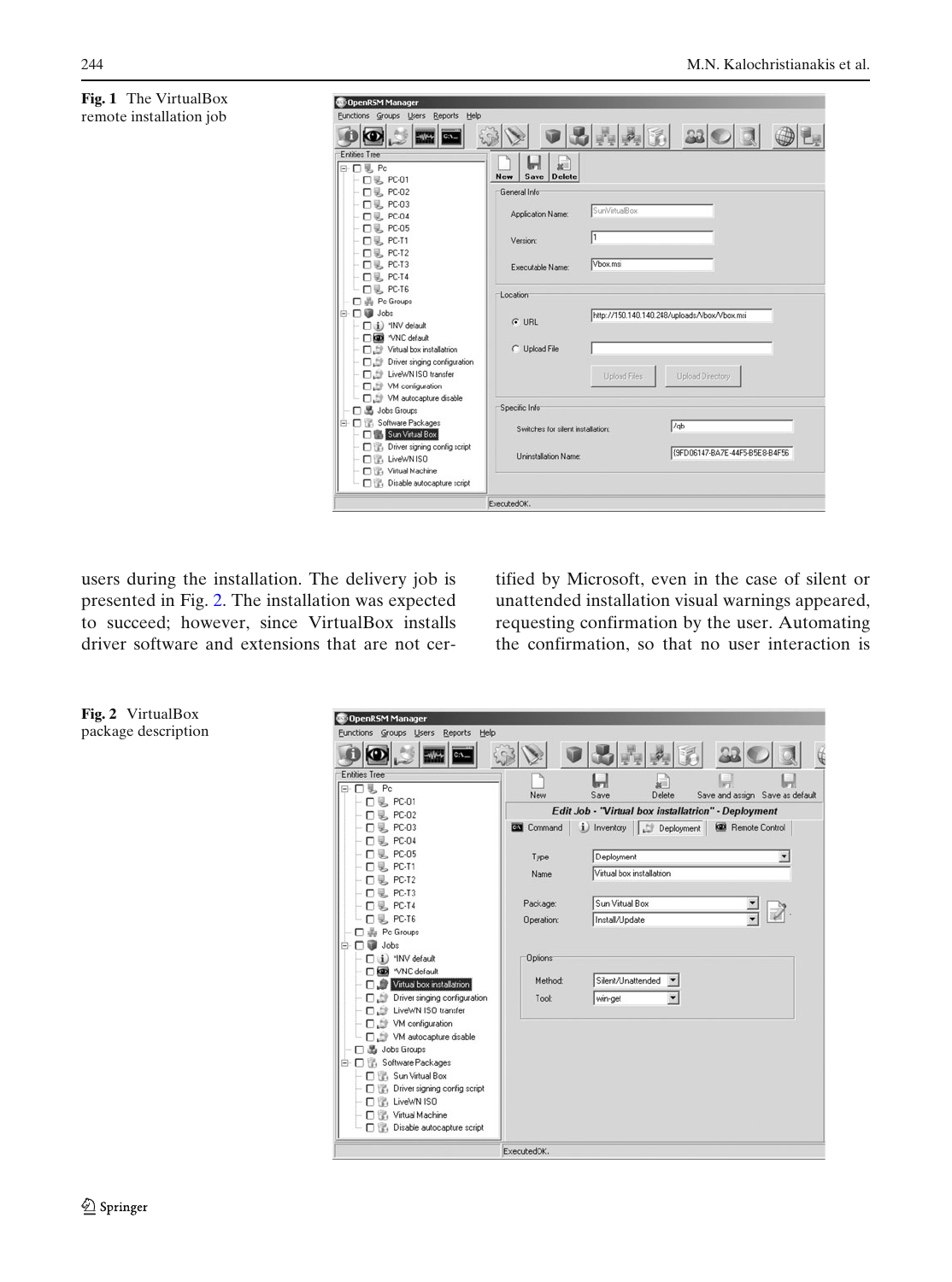**Fig. 1** The VirtualBox remote installation job

users during the installation. The delivery job is presented in Fig. 2. The installation was expected to succeed; however, since VirtualBox installs driver software and extensions that are not certified by Microsoft, even in the case of silent or unattended installation visual warnings appeared, requesting confirmation by the user. Automating the confirmation, so that no user interaction is

**Fig. 2** VirtualBox package description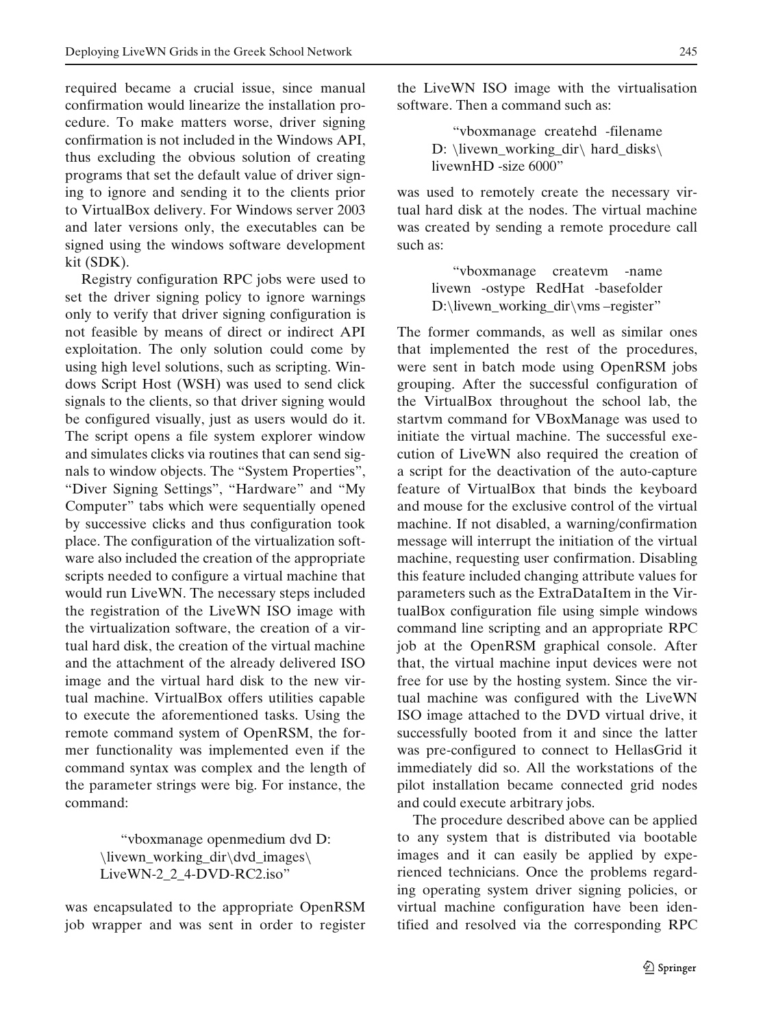required became a crucial issue, since manual confirmation would linearize the installation procedure. To make matters worse, driver signing confirmation is not included in the Windows API, thus excluding the obvious solution of creating programs that set the default value of driver signing to ignore and sending it to the clients prior to VirtualBox delivery. For Windows server 2003 and later versions only, the executables can be signed using the windows software development kit (SDK).

Registry configuration RPC jobs were used to set the driver signing policy to ignore warnings only to verify that driver signing configuration is not feasible by means of direct or indirect API exploitation. The only solution could come by using high level solutions, such as scripting. Windows Script Host (WSH) was used to send click signals to the clients, so that driver signing would be configured visually, just as users would do it. The script opens a file system explorer window and simulates clicks via routines that can send signals to window objects. The "System Properties", "Diver Signing Settings", "Hardware" and "My Computer" tabs which were sequentially opened by successive clicks and thus configuration took place. The configuration of the virtualization software also included the creation of the appropriate scripts needed to configure a virtual machine that would run LiveWN. The necessary steps included the registration of the LiveWN ISO image with the virtualization software, the creation of a virtual hard disk, the creation of the virtual machine and the attachment of the already delivered ISO image and the virtual hard disk to the new virtual machine. VirtualBox offers utilities capable to execute the aforementioned tasks. Using the remote command system of OpenRSM, the former functionality was implemented even if the command syntax was complex and the length of the parameter strings were big. For instance, the command:

> "vboxmanage openmedium dvd D: \livewn_working_dir\dvd_images\ LiveWN-2_2_4-DVD-RC2.iso"

was encapsulated to the appropriate OpenRSM job wrapper and was sent in order to register the LiveWN ISO image with the virtualisation software. Then a command such as:

> "vboxmanage createhd -filename D: \livewn_working_dir\ hard_disks\ livewnHD -size 6000"

was used to remotely create the necessary virtual hard disk at the nodes. The virtual machine was created by sending a remote procedure call such as:

> "vboxmanage createvm -name livewn -ostype RedHat -basefolder D:\livewn_working_dir\vms –register"

The former commands, as well as similar ones that implemented the rest of the procedures, were sent in batch mode using OpenRSM jobs grouping. After the successful configuration of the VirtualBox throughout the school lab, the startvm command for VBoxManage was used to initiate the virtual machine. The successful execution of LiveWN also required the creation of a script for the deactivation of the auto-capture feature of VirtualBox that binds the keyboard and mouse for the exclusive control of the virtual machine. If not disabled, a warning/confirmation message will interrupt the initiation of the virtual machine, requesting user confirmation. Disabling this feature included changing attribute values for parameters such as the ExtraDataItem in the VirtualBox configuration file using simple windows command line scripting and an appropriate RPC job at the OpenRSM graphical console. After that, the virtual machine input devices were not free for use by the hosting system. Since the virtual machine was configured with the LiveWN ISO image attached to the DVD virtual drive, it successfully booted from it and since the latter was pre-configured to connect to HellasGrid it immediately did so. All the workstations of the pilot installation became connected grid nodes and could execute arbitrary jobs.

The procedure described above can be applied to any system that is distributed via bootable images and it can easily be applied by experienced technicians. Once the problems regarding operating system driver signing policies, or virtual machine configuration have been identified and resolved via the corresponding RPC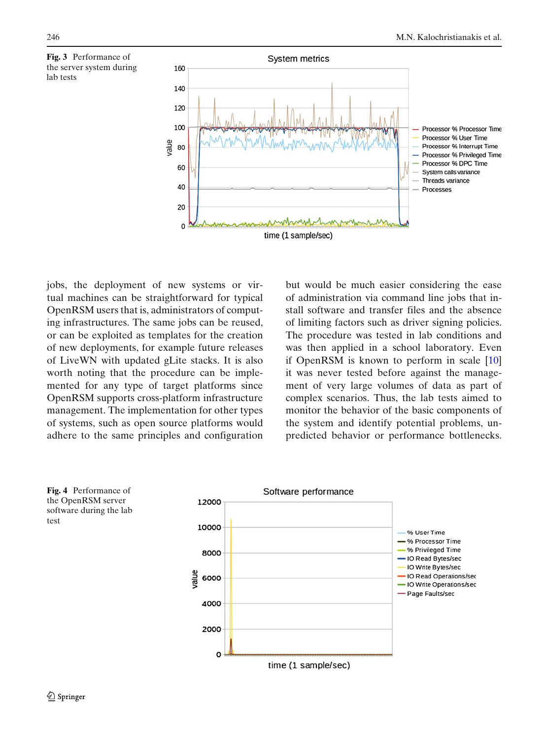**Fig. 3** Performance of the server system during lab tests

jobs, the deployment of new systems or virtual machines can be straightforward for typical OpenRSM users that is, administrators of computing infrastructures. The same jobs can be reused, or can be exploited as templates for the creation of new deployments, for example future releases of LiveWN with updated gLite stacks. It is also worth noting that the procedure can be implemented for any type of target platforms since OpenRSM supports cross-platform infrastructure management. The implementation for other types of systems, such as open source platforms would adhere to the same principles and configuration but would be much easier considering the ease of administration via command line jobs that install software and transfer files and the absence of limiting factors such as driver signing policies. The procedure was tested in lab conditions and was then applied in a school laboratory. Even if OpenRSM is known to perform in scale [10] it was never tested before against the management of very large volumes of data as part of complex scenarios. Thus, the lab tests aimed to monitor the behavior of the basic components of the system and identify potential problems, unpredicted behavior or performance bottlenecks.

**Fig. 4** Performance of the OpenRSM server software during the lab test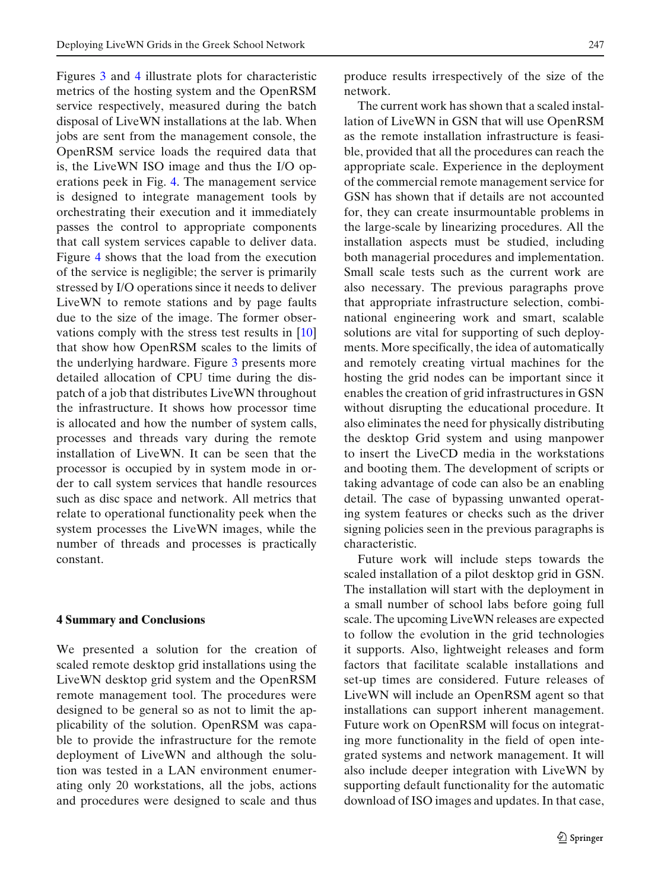Figures 3 and 4 illustrate plots for characteristic metrics of the hosting system and the OpenRSM service respectively, measured during the batch disposal of LiveWN installations at the lab. When jobs are sent from the management console, the OpenRSM service loads the required data that is, the LiveWN ISO image and thus the I/O operations peek in Fig. 4. The management service is designed to integrate management tools by orchestrating their execution and it immediately passes the control to appropriate components that call system services capable to deliver data. Figure 4 shows that the load from the execution of the service is negligible; the server is primarily stressed by I/O operations since it needs to deliver LiveWN to remote stations and by page faults due to the size of the image. The former observations comply with the stress test results in [10] that show how OpenRSM scales to the limits of the underlying hardware. Figure 3 presents more detailed allocation of CPU time during the dispatch of a job that distributes LiveWN throughout the infrastructure. It shows how processor time is allocated and how the number of system calls, processes and threads vary during the remote installation of LiveWN. It can be seen that the processor is occupied by in system mode in order to call system services that handle resources such as disc space and network. All metrics that relate to operational functionality peek when the system processes the LiveWN images, while the number of threads and processes is practically constant.

## 4 Summary and Conclusions

We presented a solution for the creation of scaled remote desktop grid installations using the LiveWN desktop grid system and the OpenRSM remote management tool. The procedures were designed to be general so as not to limit the applicability of the solution. OpenRSM was capable to provide the infrastructure for the remote deployment of LiveWN and although the solution was tested in a LAN environment enumerating only 20 workstations, all the jobs, actions and procedures were designed to scale and thus produce results irrespectively of the size of the network.

The current work has shown that a scaled installation of LiveWN in GSN that will use OpenRSM as the remote installation infrastructure is feasible, provided that all the procedures can reach the appropriate scale. Experience in the deployment of the commercial remote management service for GSN has shown that if details are not accounted for, they can create insurmountable problems in the large-scale by linearizing procedures. All the installation aspects must be studied, including both managerial procedures and implementation. Small scale tests such as the current work are also necessary. The previous paragraphs prove that appropriate infrastructure selection, combinational engineering work and smart, scalable solutions are vital for supporting of such deployments. More specifically, the idea of automatically and remotely creating virtual machines for the hosting the grid nodes can be important since it enables the creation of grid infrastructures in GSN without disrupting the educational procedure. It also eliminates the need for physically distributing the desktop Grid system and using manpower to insert the LiveCD media in the workstations and booting them. The development of scripts or taking advantage of code can also be an enabling detail. The case of bypassing unwanted operating system features or checks such as the driver signing policies seen in the previous paragraphs is characteristic.

Future work will include steps towards the scaled installation of a pilot desktop grid in GSN. The installation will start with the deployment in a small number of school labs before going full scale. The upcoming LiveWN releases are expected to follow the evolution in the grid technologies it supports. Also, lightweight releases and form factors that facilitate scalable installations and set-up times are considered. Future releases of LiveWN will include an OpenRSM agent so that installations can support inherent management. Future work on OpenRSM will focus on integrating more functionality in the field of open integrated systems and network management. It will also include deeper integration with LiveWN by supporting default functionality for the automatic download of ISO images and updates. In that case,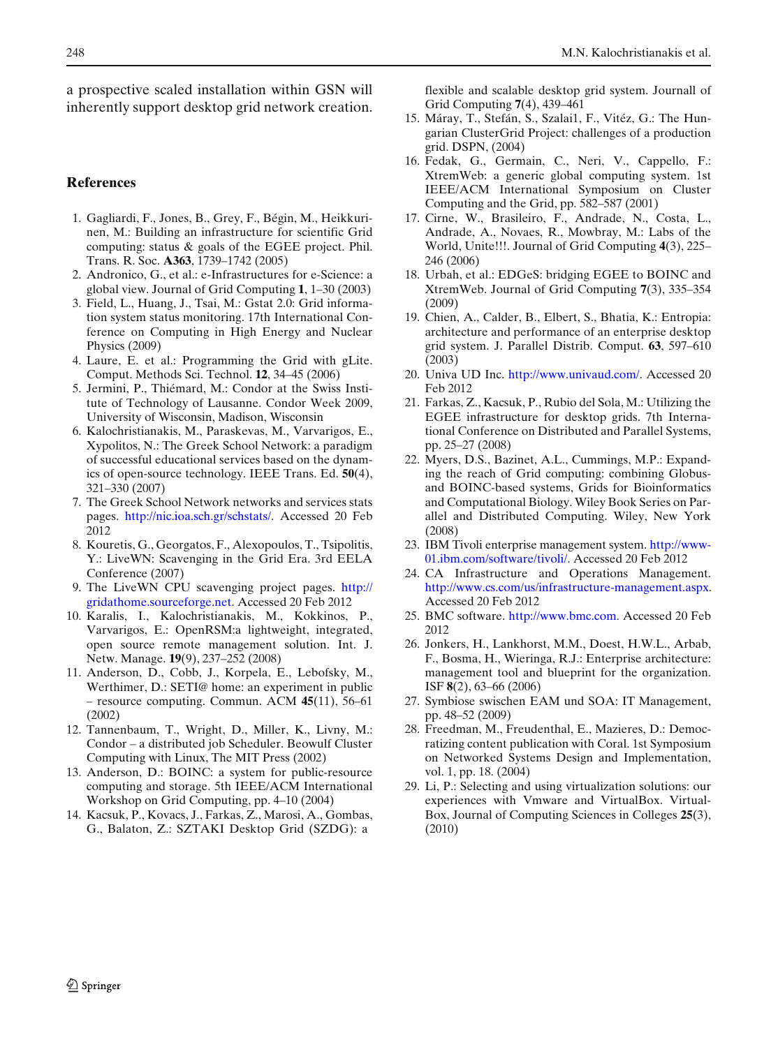a prospective scaled installation within GSN will inherently support desktop grid network creation.

## References

1. Gagliardi, F., Jones, B., Grey, F., Bégin, M., Heikkurinen, M.: Building an infrastructure for scientific Grid computing: status & goals of the EGEE project. Phil. Trans. R. Soc. **A363**, 1739–1742 (2005)
2. Andronico, G., et al.: e-Infrastructures for e-Science: a global view. Journal of Grid Computing **1**, 1–30 (2003)
3. Field, L., Huang, J., Tsai, M.: Gstat 2.0: Grid information system status monitoring. 17th International Conference on Computing in High Energy and Nuclear Physics (2009)
4. Laure, E. et al.: Programming the Grid with gLite. Comput. Methods Sci. Technol. **12**, 34–45 (2006)
5. Jermini, P., Thiémard, M.: Condor at the Swiss Institute of Technology of Lausanne. Condor Week 2009, University of Wisconsin, Madison, Wisconsin
6. Kalochristianakis, M., Paraskevas, M., Varvarigos, E., Xypolitos, N.: The Greek School Network: a paradigm of successful educational services based on the dynamics of open-source technology. IEEE Trans. Ed. **50**(4), 321–330 (2007)
7. The Greek School Network networks and services stats pages. http://nic.ioa.sch.gr/schstats/. Accessed 20 Feb 2012
8. Kouretis, G., Georgatos, F., Alexopoulos, T., Tsipolitis, Y.: LiveWN: Scavenging in the Grid Era. 3rd EELA Conference (2007)
9. The LiveWN CPU scavenging project pages. http://gridathome.sourceforge.net. Accessed 20 Feb 2012
10. Karalis, I., Kalochristianakis, M., Kokkinos, P., Varvarigos, E.: OpenRSM:a lightweight, integrated, open source remote management solution. Int. J. Netw. Manage. **19**(9), 237–252 (2008)
11. Anderson, D., Cobb, J., Korpela, E., Lebofsky, M., Werthimer, D.: SETI@ home: an experiment in public – resource computing. Commun. ACM **45**(11), 56–61 (2002)
12. Tannenbaum, T., Wright, D., Miller, K., Livny, M.: Condor – a distributed job Scheduler. Beowulf Cluster Computing with Linux, The MIT Press (2002)
13. Anderson, D.: BOINC: a system for public-resource computing and storage. 5th IEEE/ACM International Workshop on Grid Computing, pp. 4–10 (2004)
14. Kacsuk, P., Kovacs, J., Farkas, Z., Marosi, A., Gombas, G., Balaton, Z.: SZTAKI Desktop Grid (SZDG): a flexible and scalable desktop grid system. Journall of Grid Computing **7**(4), 439–461
15. Máray, T., Stefán, S., Szalai1, F., Vitéz, G.: The Hungarian ClusterGrid Project: challenges of a production grid. DSPN, (2004)
16. Fedak, G., Germain, C., Neri, V., Cappello, F.: XtremWeb: a generic global computing system. 1st IEEE/ACM International Symposium on Cluster Computing and the Grid, pp. 582–587 (2001)
17. Cirne, W., Brasileiro, F., Andrade, N., Costa, L., Andrade, A., Novaes, R., Mowbray, M.: Labs of the World, Unite!!!. Journal of Grid Computing **4**(3), 225–246 (2006)
18. Urbah, et al.: EDGeS: bridging EGEE to BOINC and XtremWeb. Journal of Grid Computing **7**(3), 335–354 (2009)
19. Chien, A., Calder, B., Elbert, S., Bhatia, K.: Entropia: architecture and performance of an enterprise desktop grid system. J. Parallel Distrib. Comput. **63**, 597–610 (2003)
20. Univa UD Inc. http://www.univaud.com/. Accessed 20 Feb 2012
21. Farkas, Z., Kacsuk, P., Rubio del Sola, M.: Utilizing the EGEE infrastructure for desktop grids. 7th International Conference on Distributed and Parallel Systems, pp. 25–27 (2008)
22. Myers, D.S., Bazinet, A.L., Cummings, M.P.: Expanding the reach of Grid computing: combining Globus- and BOINC-based systems, Grids for Bioinformatics and Computational Biology. Wiley Book Series on Parallel and Distributed Computing. Wiley, New York (2008)
23. IBM Tivoli enterprise management system. http://www-01.ibm.com/software/tivoli/. Accessed 20 Feb 2012
24. CA Infrastructure and Operations Management. http://www.cs.com/us/infrastructure-management.aspx. Accessed 20 Feb 2012
25. BMC software. http://www.bmc.com. Accessed 20 Feb 2012
26. Jonkers, H., Lankhorst, M.M., Doest, H.W.L., Arbab, F., Bosma, H., Wieringa, R.J.: Enterprise architecture: management tool and blueprint for the organization. ISF **8**(2), 63–66 (2006)
27. Symbiose swischen EAM und SOA: IT Management, pp. 48–52 (2009)
28. Freedman, M., Freudenthal, E., Mazieres, D.: Democratizing content publication with Coral. 1st Symposium on Networked Systems Design and Implementation, vol. 1, pp. 18. (2004)
29. Li, P.: Selecting and using virtualization solutions: our experiences with Vmware and VirtualBox. VirtualBox, Journal of Computing Sciences in Colleges **25**(3), (2010)